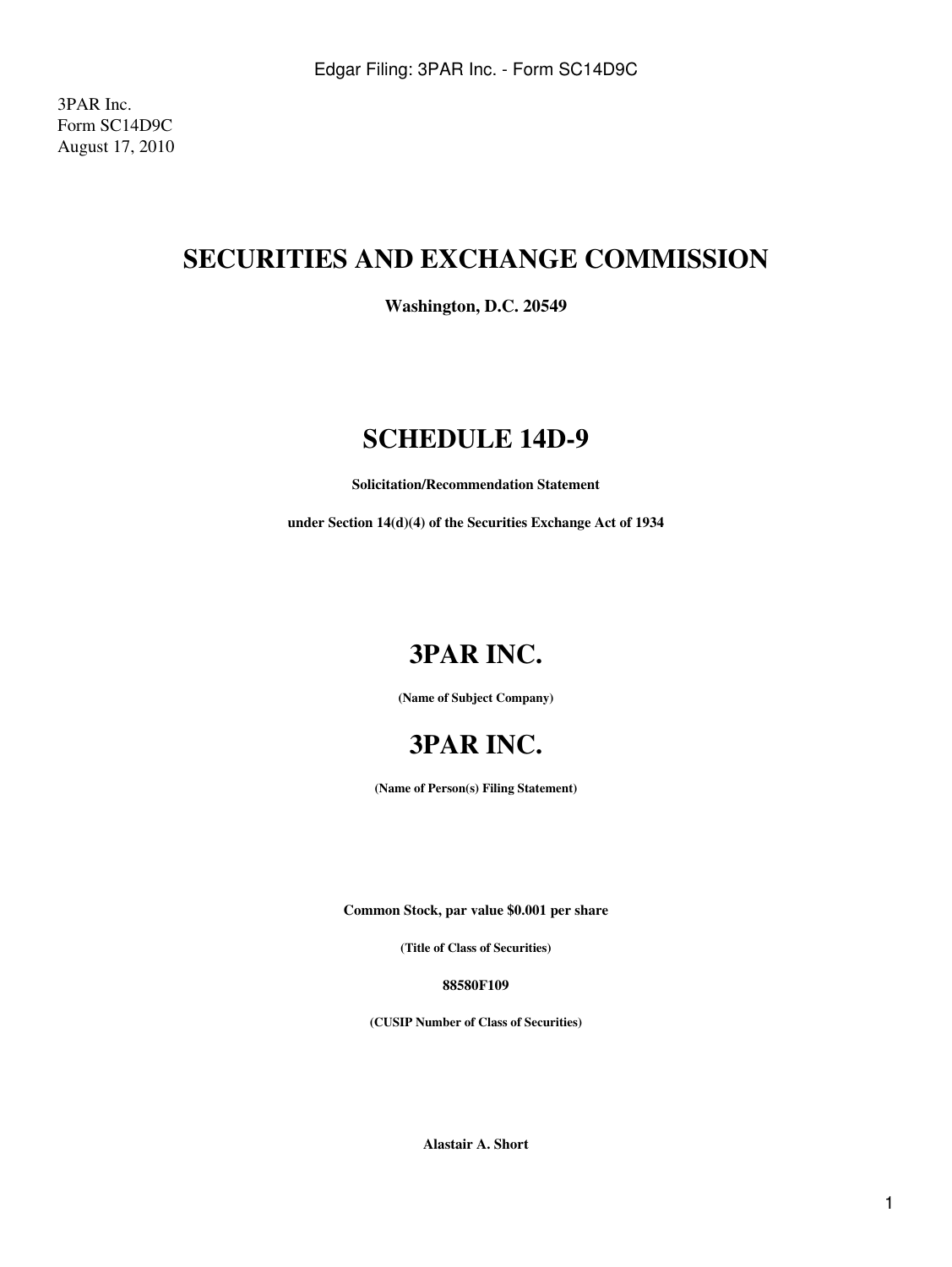3PAR Inc.
Form SC14D9C
August 17, 2010

# SECURITIES AND EXCHANGE COMMISSION

**Washington, D.C. 20549**

# SCHEDULE 14D-9

**Solicitation/Recommendation Statement**

**under Section 14(d)(4) of the Securities Exchange Act of 1934**

# 3PAR INC.

**(Name of Subject Company)**

# 3PAR INC.

**(Name of Person(s) Filing Statement)**

**Common Stock, par value $0.001 per share**

**(Title of Class of Securities)**

**88580F109**

**(CUSIP Number of Class of Securities)**

**Alastair A. Short**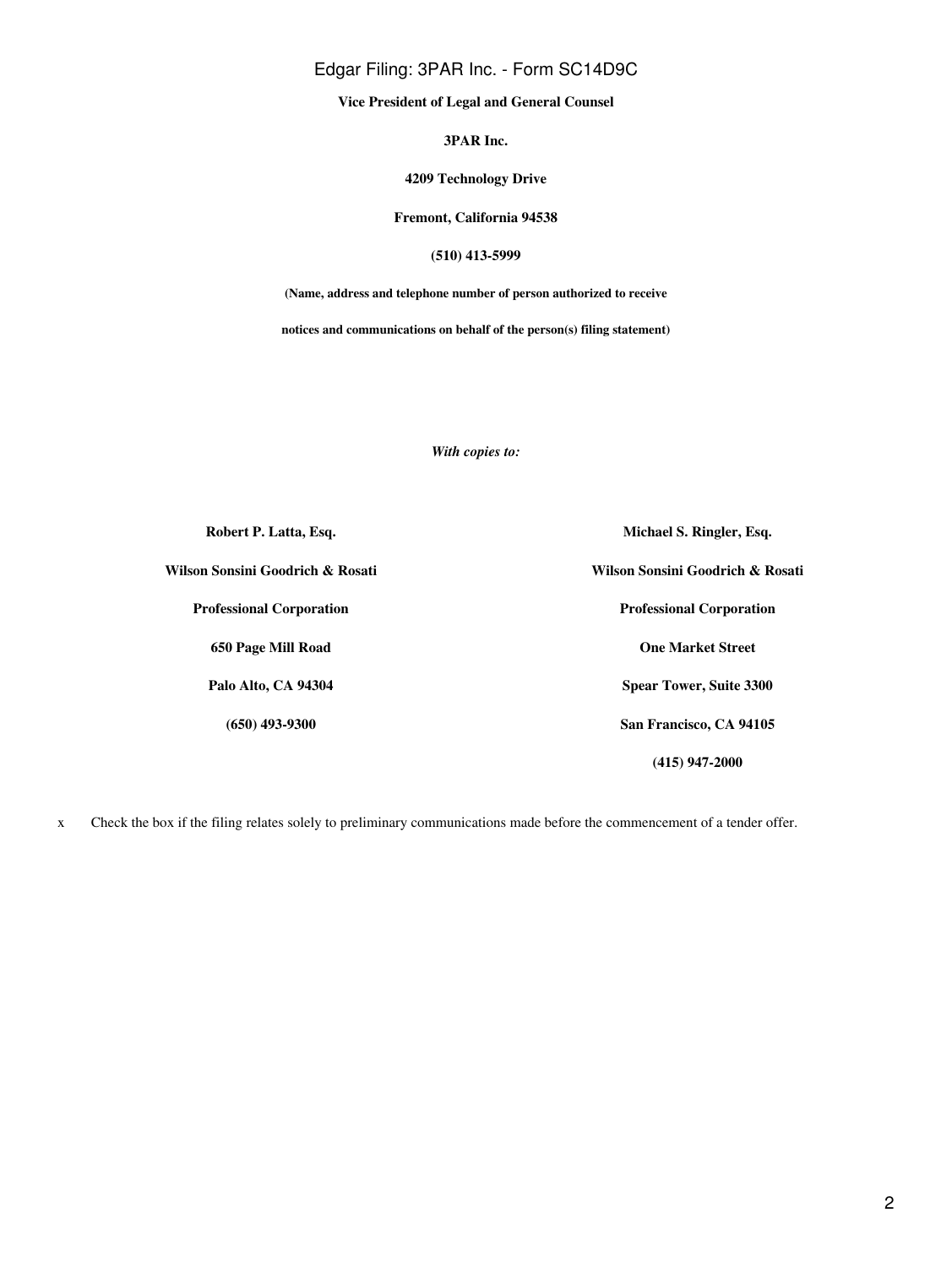**Vice President of Legal and General Counsel**

**3PAR Inc.**

**4209 Technology Drive**

**Fremont, California 94538**

**(510) 413-5999**

**(Name, address and telephone number of person authorized to receive**

**notices and communications on behalf of the person(s) filing statement)**

*With copies to:*

| | |
|---|---|
| **Robert P. Latta, Esq.** | **Michael S. Ringler, Esq.** |
| **Wilson Sonsini Goodrich & Rosati** | **Wilson Sonsini Goodrich & Rosati** |
| **Professional Corporation** | **Professional Corporation** |
| **650 Page Mill Road** | **One Market Street** |
| **Palo Alto, CA 94304** | **Spear Tower, Suite 3300** |
| **(650) 493-9300** | **San Francisco, CA 94105** |
| | **(415) 947-2000** |

x Check the box if the filing relates solely to preliminary communications made before the commencement of a tender offer.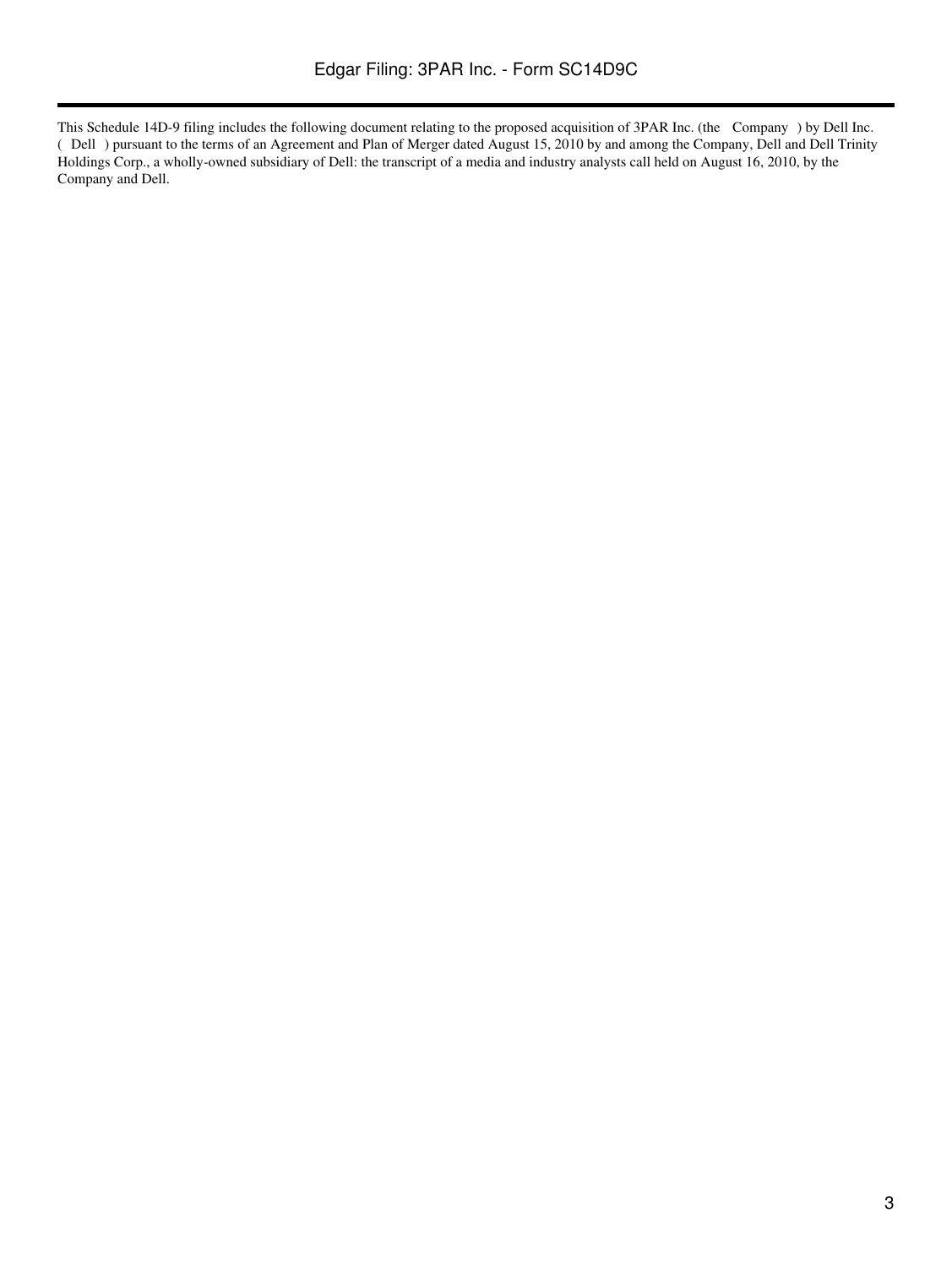This Schedule 14D-9 filing includes the following document relating to the proposed acquisition of 3PAR Inc. (the Company ) by Dell Inc. ( Dell ) pursuant to the terms of an Agreement and Plan of Merger dated August 15, 2010 by and among the Company, Dell and Dell Trinity Holdings Corp., a wholly-owned subsidiary of Dell: the transcript of a media and industry analysts call held on August 16, 2010, by the Company and Dell.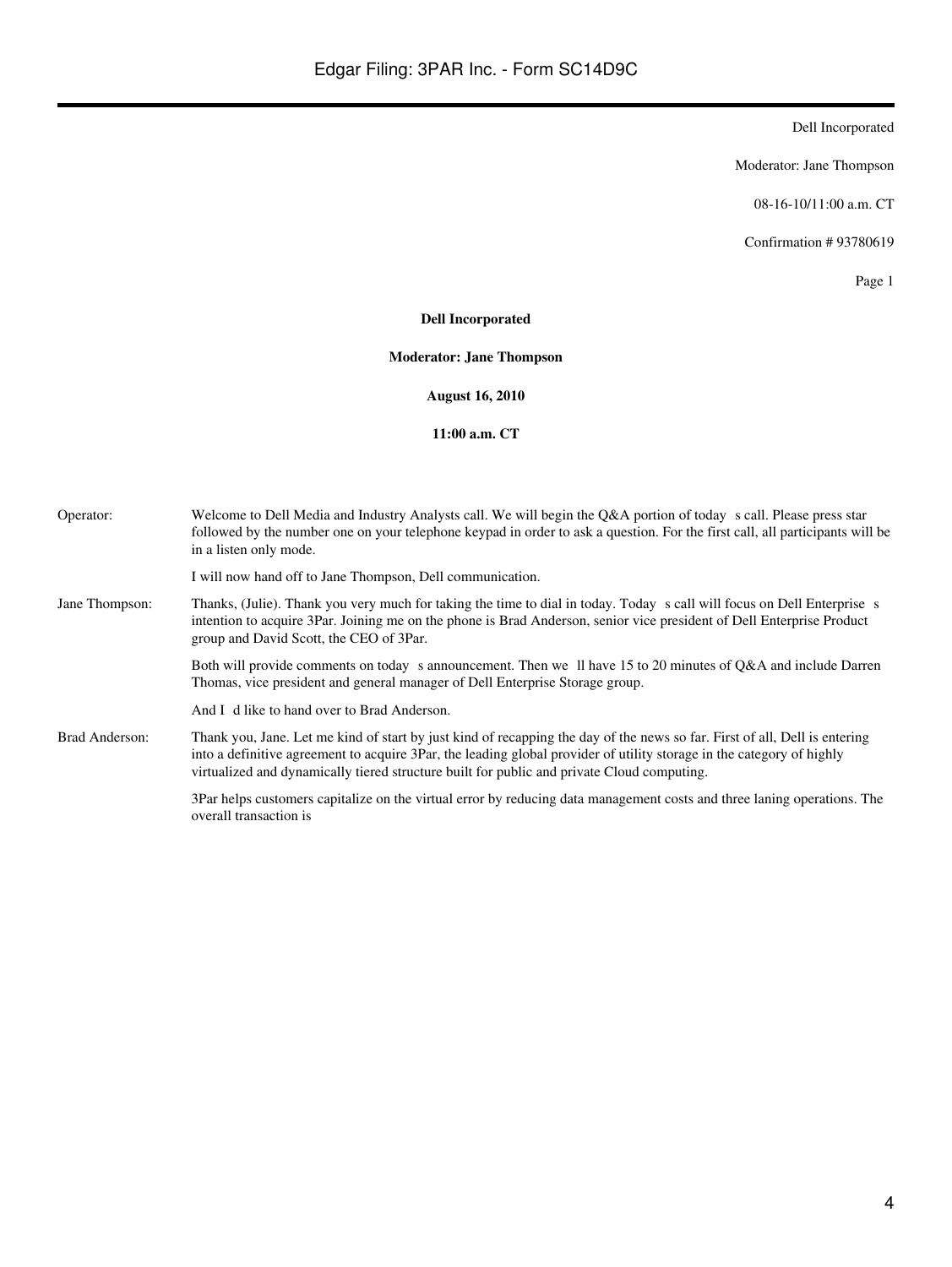Dell Incorporated

Moderator: Jane Thompson

08-16-10/11:00 a.m. CT

Confirmation # 93780619

**Dell Incorporated**

**Moderator: Jane Thompson**

**August 16, 2010**

**11:00 a.m. CT**

Operator: Welcome to Dell Media and Industry Analysts call. We will begin the Q&A portion of today s call. Please press star followed by the number one on your telephone keypad in order to ask a question. For the first call, all participants will be in a listen only mode.

I will now hand off to Jane Thompson, Dell communication.

Jane Thompson: Thanks, (Julie). Thank you very much for taking the time to dial in today. Today s call will focus on Dell Enterprise s intention to acquire 3Par. Joining me on the phone is Brad Anderson, senior vice president of Dell Enterprise Product group and David Scott, the CEO of 3Par.

Both will provide comments on today s announcement. Then we ll have 15 to 20 minutes of Q&A and include Darren Thomas, vice president and general manager of Dell Enterprise Storage group.

And I d like to hand over to Brad Anderson.

Brad Anderson: Thank you, Jane. Let me kind of start by just kind of recapping the day of the news so far. First of all, Dell is entering into a definitive agreement to acquire 3Par, the leading global provider of utility storage in the category of highly virtualized and dynamically tiered structure built for public and private Cloud computing.

3Par helps customers capitalize on the virtual error by reducing data management costs and three laning operations. The overall transaction is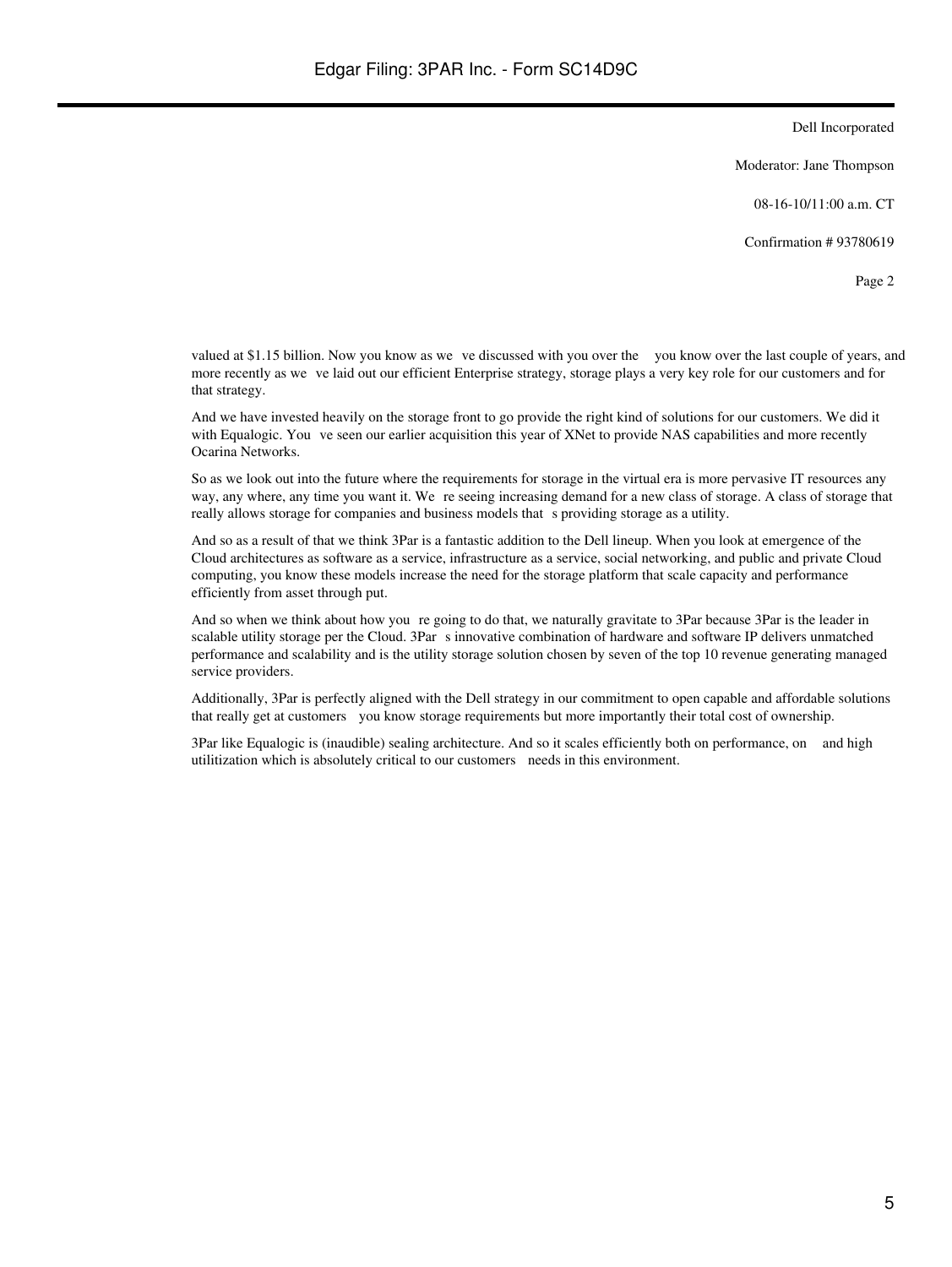valued at $1.15 billion. Now you know as we ve discussed with you over the  you know over the last couple of years, and more recently as we ve laid out our efficient Enterprise strategy, storage plays a very key role for our customers and for that strategy.

And we have invested heavily on the storage front to go provide the right kind of solutions for our customers. We did it with Equalogic. You ve seen our earlier acquisition this year of XNet to provide NAS capabilities and more recently Ocarina Networks.

So as we look out into the future where the requirements for storage in the virtual era is more pervasive IT resources any way, any where, any time you want it. We re seeing increasing demand for a new class of storage. A class of storage that really allows storage for companies and business models that s providing storage as a utility.

And so as a result of that we think 3Par is a fantastic addition to the Dell lineup. When you look at emergence of the Cloud architectures as software as a service, infrastructure as a service, social networking, and public and private Cloud computing, you know these models increase the need for the storage platform that scale capacity and performance efficiently from asset through put.

And so when we think about how you re going to do that, we naturally gravitate to 3Par because 3Par is the leader in scalable utility storage per the Cloud. 3Par s innovative combination of hardware and software IP delivers unmatched performance and scalability and is the utility storage solution chosen by seven of the top 10 revenue generating managed service providers.

Additionally, 3Par is perfectly aligned with the Dell strategy in our commitment to open capable and affordable solutions that really get at customers  you know storage requirements but more importantly their total cost of ownership.

3Par like Equalogic is (inaudible) sealing architecture. And so it scales efficiently both on performance, on  and high utilitization which is absolutely critical to our customers  needs in this environment.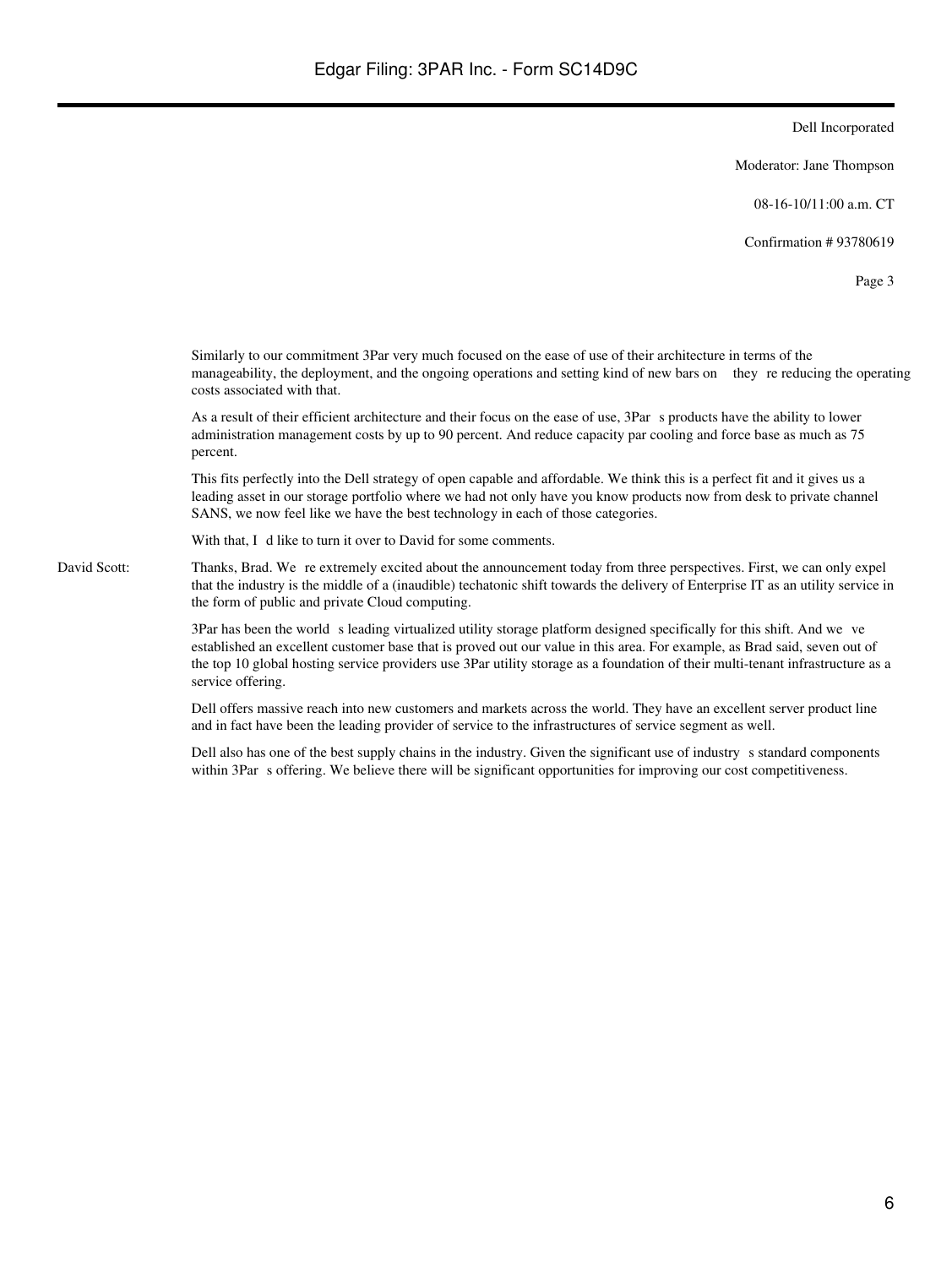Dell Incorporated

Moderator: Jane Thompson

08-16-10/11:00 a.m. CT

Confirmation # 93780619

Similarly to our commitment 3Par very much focused on the ease of use of their architecture in terms of the manageability, the deployment, and the ongoing operations and setting kind of new bars on they re reducing the operating costs associated with that.

As a result of their efficient architecture and their focus on the ease of use, 3Par s products have the ability to lower administration management costs by up to 90 percent. And reduce capacity par cooling and force base as much as 75 percent.

This fits perfectly into the Dell strategy of open capable and affordable. We think this is a perfect fit and it gives us a leading asset in our storage portfolio where we had not only have you know products now from desk to private channel SANS, we now feel like we have the best technology in each of those categories.

With that, I d like to turn it over to David for some comments.

David Scott: Thanks, Brad. We re extremely excited about the announcement today from three perspectives. First, we can only expel that the industry is the middle of a (inaudible) techatonic shift towards the delivery of Enterprise IT as an utility service in the form of public and private Cloud computing.

3Par has been the world s leading virtualized utility storage platform designed specifically for this shift. And we ve established an excellent customer base that is proved out our value in this area. For example, as Brad said, seven out of the top 10 global hosting service providers use 3Par utility storage as a foundation of their multi-tenant infrastructure as a service offering.

Dell offers massive reach into new customers and markets across the world. They have an excellent server product line and in fact have been the leading provider of service to the infrastructures of service segment as well.

Dell also has one of the best supply chains in the industry. Given the significant use of industry s standard components within 3Par s offering. We believe there will be significant opportunities for improving our cost competitiveness.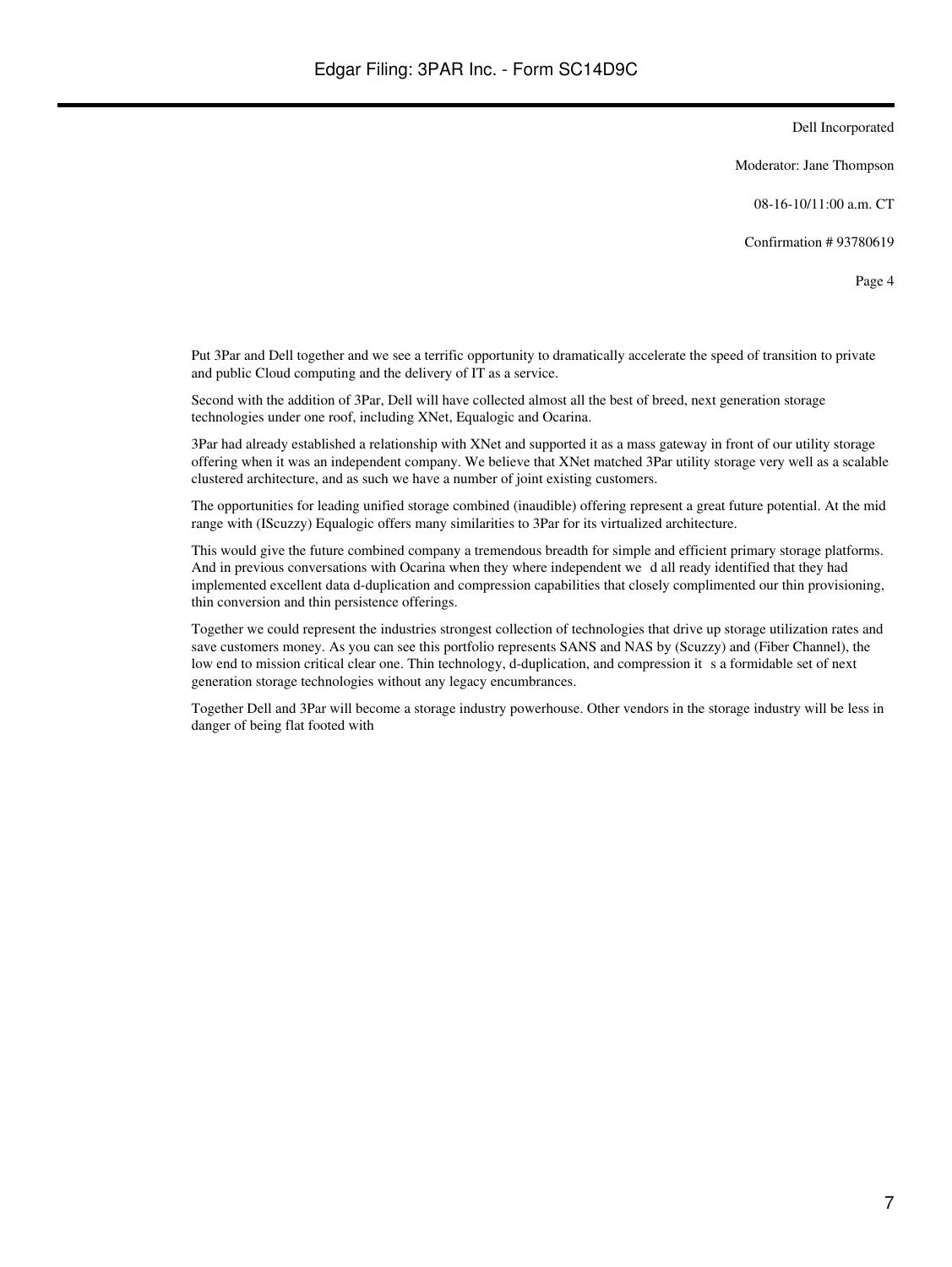Put 3Par and Dell together and we see a terrific opportunity to dramatically accelerate the speed of transition to private and public Cloud computing and the delivery of IT as a service.

Second with the addition of 3Par, Dell will have collected almost all the best of breed, next generation storage technologies under one roof, including XNet, Equalogic and Ocarina.

3Par had already established a relationship with XNet and supported it as a mass gateway in front of our utility storage offering when it was an independent company. We believe that XNet matched 3Par utility storage very well as a scalable clustered architecture, and as such we have a number of joint existing customers.

The opportunities for leading unified storage combined (inaudible) offering represent a great future potential. At the mid range with (IScuzzy) Equalogic offers many similarities to 3Par for its virtualized architecture.

This would give the future combined company a tremendous breadth for simple and efficient primary storage platforms. And in previous conversations with Ocarina when they where independent we d all ready identified that they had implemented excellent data d-duplication and compression capabilities that closely complimented our thin provisioning, thin conversion and thin persistence offerings.

Together we could represent the industries strongest collection of technologies that drive up storage utilization rates and save customers money. As you can see this portfolio represents SANS and NAS by (Scuzzy) and (Fiber Channel), the low end to mission critical clear one. Thin technology, d-duplication, and compression it s a formidable set of next generation storage technologies without any legacy encumbrances.

Together Dell and 3Par will become a storage industry powerhouse. Other vendors in the storage industry will be less in danger of being flat footed with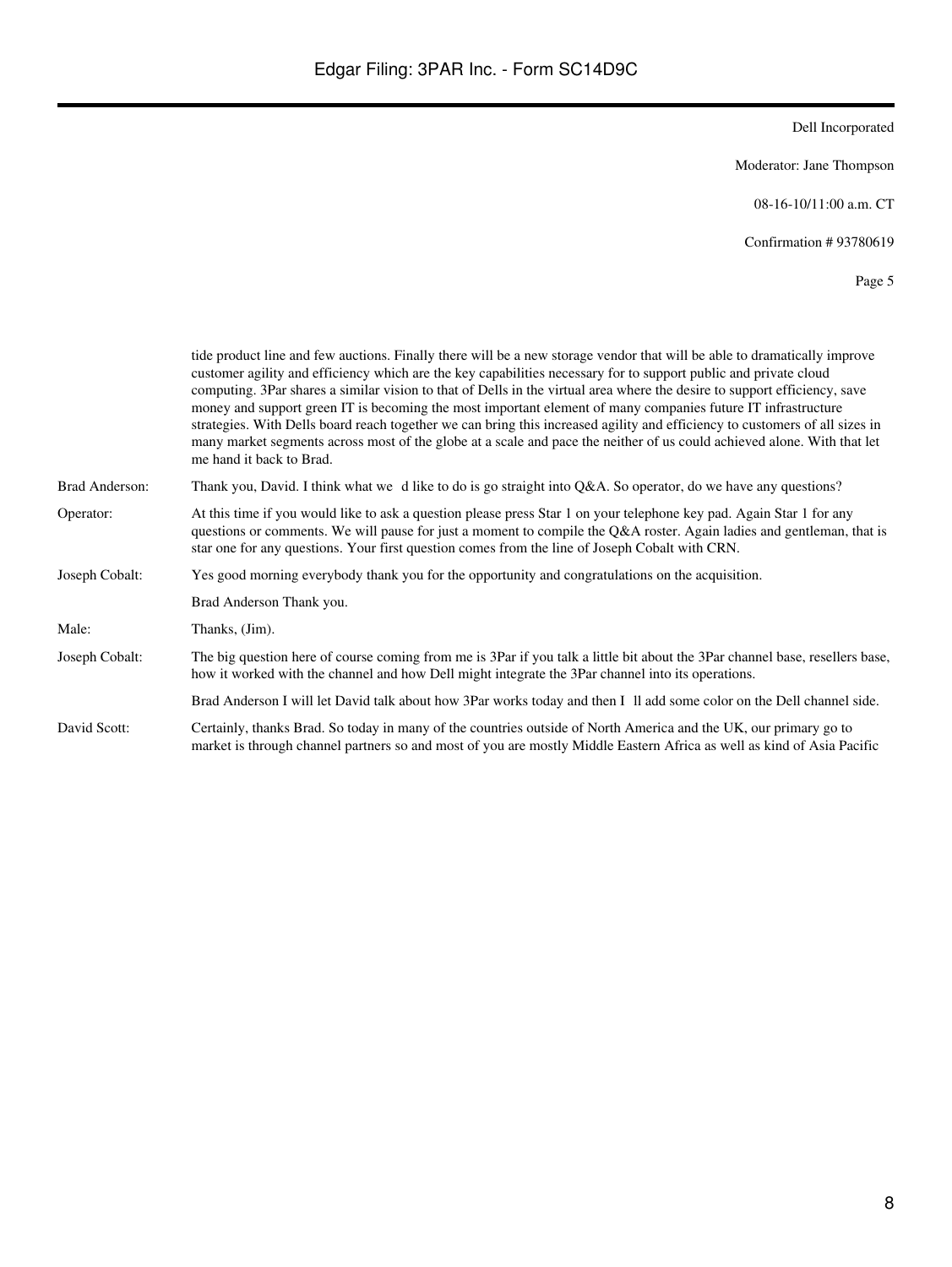tide product line and few auctions. Finally there will be a new storage vendor that will be able to dramatically improve customer agility and efficiency which are the key capabilities necessary for to support public and private cloud computing. 3Par shares a similar vision to that of Dells in the virtual area where the desire to support efficiency, save money and support green IT is becoming the most important element of many companies future IT infrastructure strategies. With Dells board reach together we can bring this increased agility and efficiency to customers of all sizes in many market segments across most of the globe at a scale and pace the neither of us could achieved alone. With that let me hand it back to Brad.

**Brad Anderson:** Thank you, David. I think what we d like to do is go straight into Q&A. So operator, do we have any questions?

**Operator:** At this time if you would like to ask a question please press Star 1 on your telephone key pad. Again Star 1 for any questions or comments. We will pause for just a moment to compile the Q&A roster. Again ladies and gentleman, that is star one for any questions. Your first question comes from the line of Joseph Cobalt with CRN.

**Joseph Cobalt:** Yes good morning everybody thank you for the opportunity and congratulations on the acquisition.

Brad Anderson Thank you.

**Male:** Thanks, (Jim).

**Joseph Cobalt:** The big question here of course coming from me is 3Par if you talk a little bit about the 3Par channel base, resellers base, how it worked with the channel and how Dell might integrate the 3Par channel into its operations.

Brad Anderson I will let David talk about how 3Par works today and then I ll add some color on the Dell channel side.

**David Scott:** Certainly, thanks Brad. So today in many of the countries outside of North America and the UK, our primary go to market is through channel partners so and most of you are mostly Middle Eastern Africa as well as kind of Asia Pacific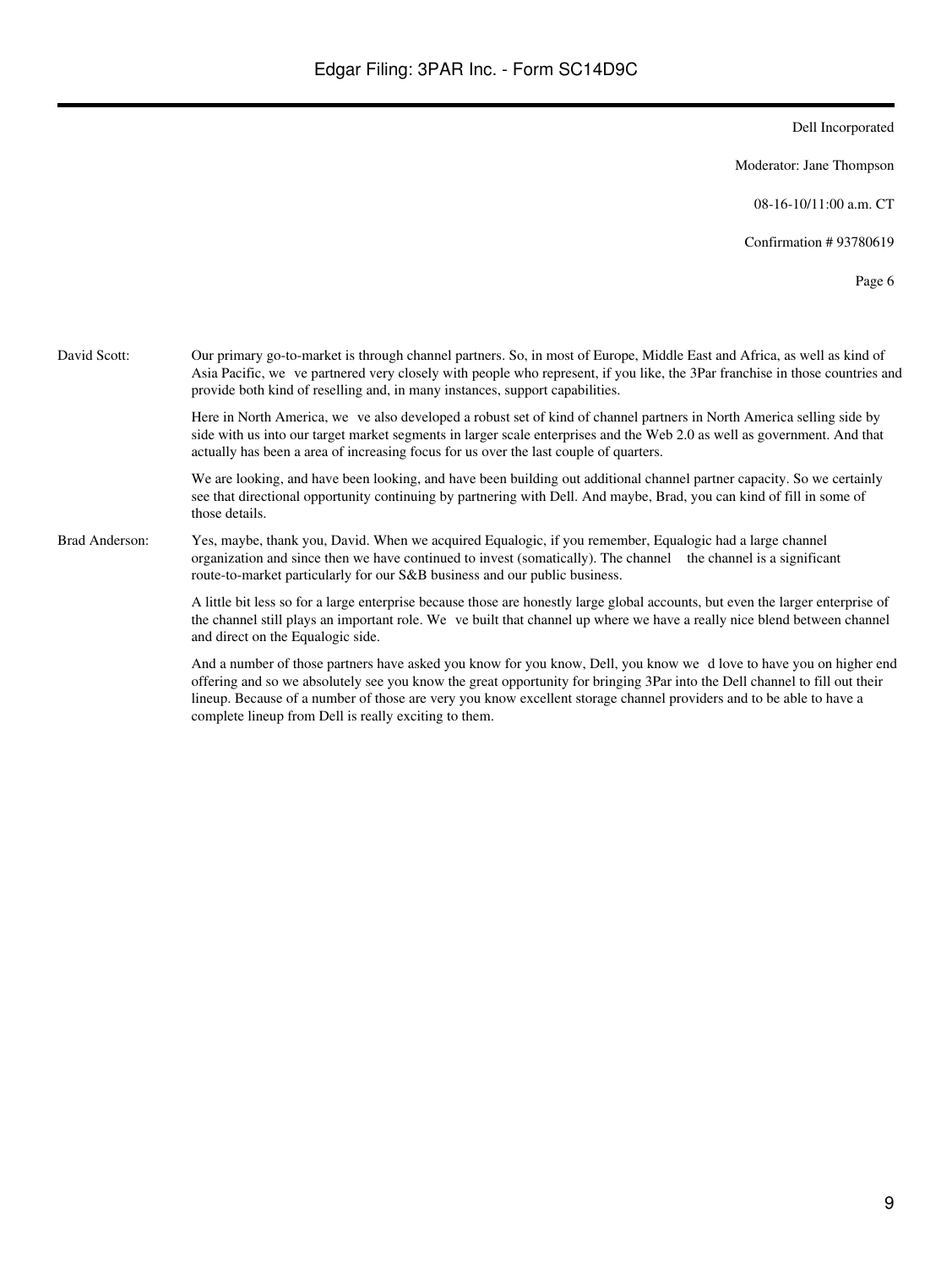Dell Incorporated

Moderator: Jane Thompson

08-16-10/11:00 a.m. CT

Confirmation # 93780619

Page 6

David Scott: Our primary go-to-market is through channel partners. So, in most of Europe, Middle East and Africa, as well as kind of Asia Pacific, we ve partnered very closely with people who represent, if you like, the 3Par franchise in those countries and provide both kind of reselling and, in many instances, support capabilities.

Here in North America, we ve also developed a robust set of kind of channel partners in North America selling side by side with us into our target market segments in larger scale enterprises and the Web 2.0 as well as government. And that actually has been a area of increasing focus for us over the last couple of quarters.

We are looking, and have been looking, and have been building out additional channel partner capacity. So we certainly see that directional opportunity continuing by partnering with Dell. And maybe, Brad, you can kind of fill in some of those details.

Brad Anderson: Yes, maybe, thank you, David. When we acquired Equalogic, if you remember, Equalogic had a large channel organization and since then we have continued to invest (somatically). The channel the channel is a significant route-to-market particularly for our S&B business and our public business.

A little bit less so for a large enterprise because those are honestly large global accounts, but even the larger enterprise of the channel still plays an important role. We ve built that channel up where we have a really nice blend between channel and direct on the Equalogic side.

And a number of those partners have asked you know for you know, Dell, you know we d love to have you on higher end offering and so we absolutely see you know the great opportunity for bringing 3Par into the Dell channel to fill out their lineup. Because of a number of those are very you know excellent storage channel providers and to be able to have a complete lineup from Dell is really exciting to them.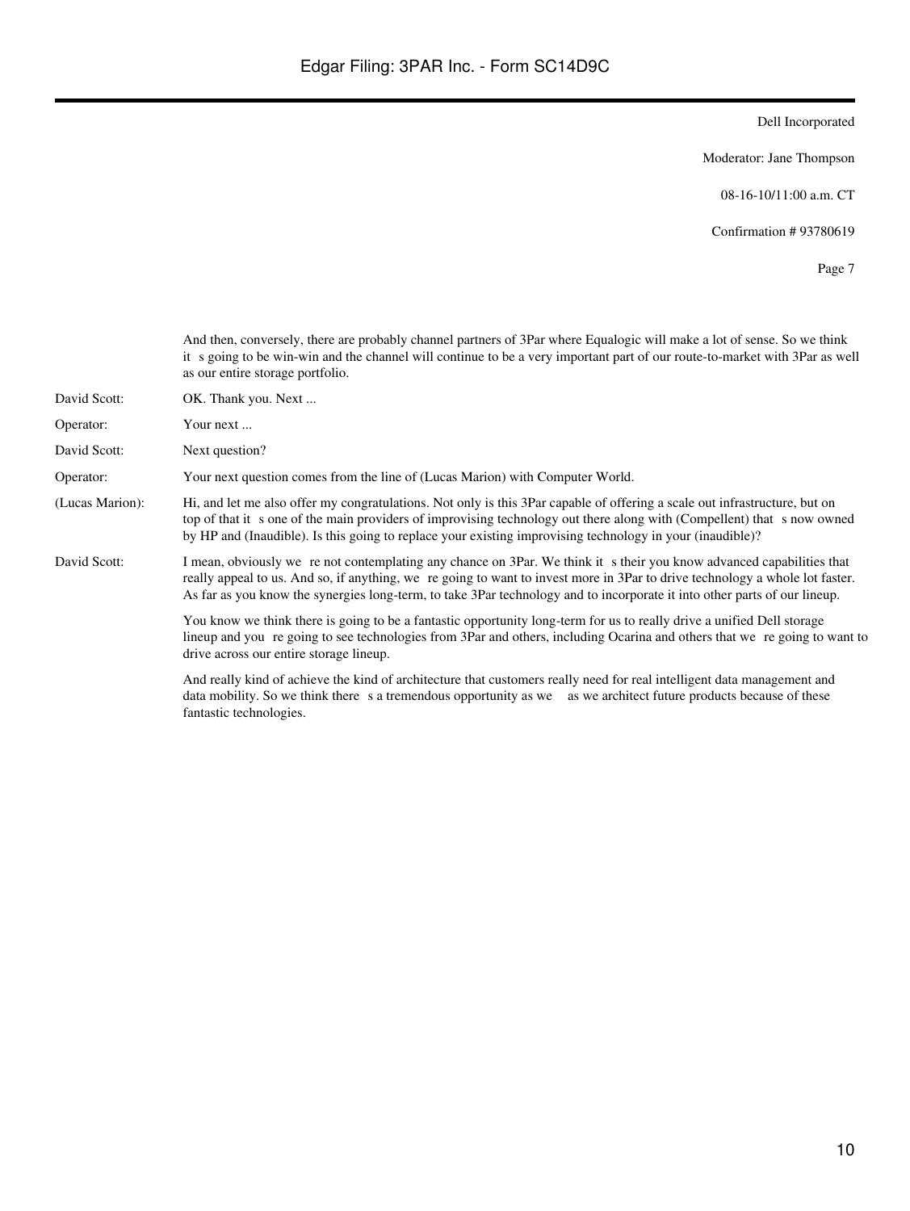And then, conversely, there are probably channel partners of 3Par where Equalogic will make a lot of sense. So we think it s going to be win-win and the channel will continue to be a very important part of our route-to-market with 3Par as well as our entire storage portfolio.

| | |
|---|---|
| David Scott: | OK. Thank you. Next ... |
| Operator: | Your next ... |
| David Scott: | Next question? |
| Operator: | Your next question comes from the line of (Lucas Marion) with Computer World. |
| (Lucas Marion): | Hi, and let me also offer my congratulations. Not only is this 3Par capable of offering a scale out infrastructure, but on top of that it s one of the main providers of improvising technology out there along with (Compellent) that s now owned by HP and (Inaudible). Is this going to replace your existing improvising technology in your (inaudible)? |
| David Scott: | I mean, obviously we re not contemplating any chance on 3Par. We think it s their you know advanced capabilities that really appeal to us. And so, if anything, we re going to want to invest more in 3Par to drive technology a whole lot faster. As far as you know the synergies long-term, to take 3Par technology and to incorporate it into other parts of our lineup. |

You know we think there is going to be a fantastic opportunity long-term for us to really drive a unified Dell storage lineup and you re going to see technologies from 3Par and others, including Ocarina and others that we re going to want to drive across our entire storage lineup.

And really kind of achieve the kind of architecture that customers really need for real intelligent data management and data mobility. So we think there s a tremendous opportunity as we as we architect future products because of these fantastic technologies.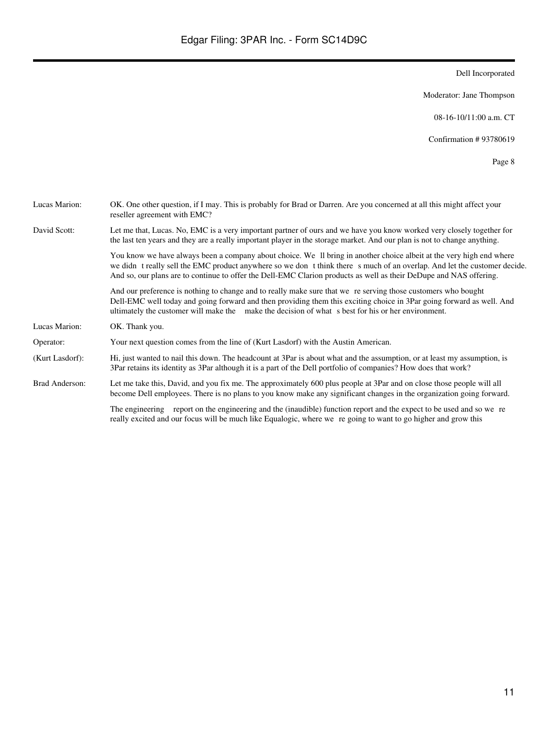Dell Incorporated

Moderator: Jane Thompson

08-16-10/11:00 a.m. CT

Confirmation # 93780619

Lucas Marion: OK. One other question, if I may. This is probably for Brad or Darren. Are you concerned at all this might affect your reseller agreement with EMC?

David Scott: Let me that, Lucas. No, EMC is a very important partner of ours and we have you know worked very closely together for the last ten years and they are a really important player in the storage market. And our plan is not to change anything.

You know we have always been a company about choice. We ll bring in another choice albeit at the very high end where we didn t really sell the EMC product anywhere so we don t think there s much of an overlap. And let the customer decide. And so, our plans are to continue to offer the Dell-EMC Clarion products as well as their DeDupe and NAS offering.

And our preference is nothing to change and to really make sure that we re serving those customers who bought Dell-EMC well today and going forward and then providing them this exciting choice in 3Par going forward as well. And ultimately the customer will make the make the decision of what s best for his or her environment.

Lucas Marion: OK. Thank you.

Operator: Your next question comes from the line of (Kurt Lasdorf) with the Austin American.

(Kurt Lasdorf): Hi, just wanted to nail this down. The headcount at 3Par is about what and the assumption, or at least my assumption, is 3Par retains its identity as 3Par although it is a part of the Dell portfolio of companies? How does that work?

Brad Anderson: Let me take this, David, and you fix me. The approximately 600 plus people at 3Par and on close those people will all become Dell employees. There is no plans to you know make any significant changes in the organization going forward.

The engineering report on the engineering and the (inaudible) function report and the expect to be used and so we re really excited and our focus will be much like Equalogic, where we re going to want to go higher and grow this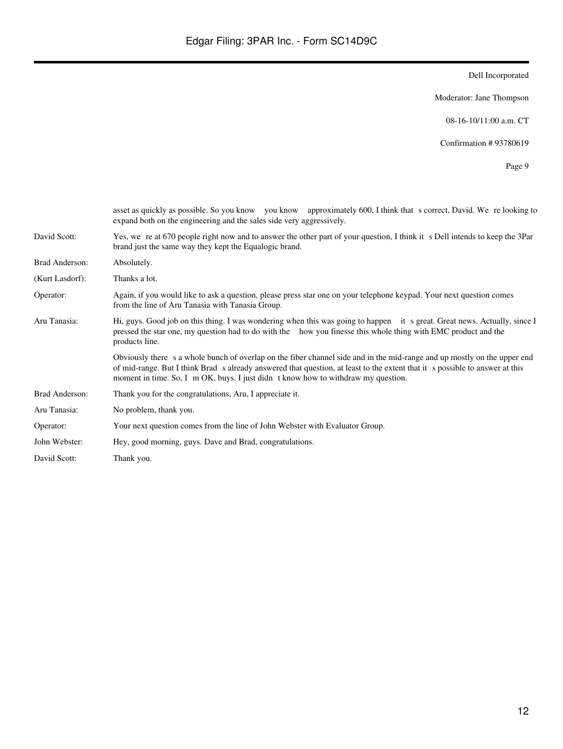asset as quickly as possible. So you know you know approximately 600, I think that s correct, David. We re looking to expand both on the engineering and the sales side very aggressively.

David Scott: Yes, we re at 670 people right now and to answer the other part of your question, I think it s Dell intends to keep the 3Par brand just the same way they kept the Equalogic brand.

Brad Anderson: Absolutely.

(Kurt Lasdorf): Thanks a lot.

Operator: Again, if you would like to ask a question, please press star one on your telephone keypad. Your next question comes from the line of Aru Tanasia with Tanasia Group.

Aru Tanasia: Hi, guys. Good job on this thing. I was wondering when this was going to happen it s great. Great news. Actually, since I pressed the star one, my question had to do with the how you finesse this whole thing with EMC product and the products line.

Obviously there s a whole bunch of overlap on the fiber channel side and in the mid-range and up mostly on the upper end of mid-range. But I think Brad s already answered that question, at least to the extent that it s possible to answer at this moment in time. So, I m OK, buys. I just didn t know how to withdraw my question.

Brad Anderson: Thank you for the congratulations, Aru, I appreciate it.

Aru Tanasia: No problem, thank you.

Operator: Your next question comes from the line of John Webster with Evaluator Group.

John Webster: Hey, good morning, guys. Dave and Brad, congratulations.

David Scott: Thank you.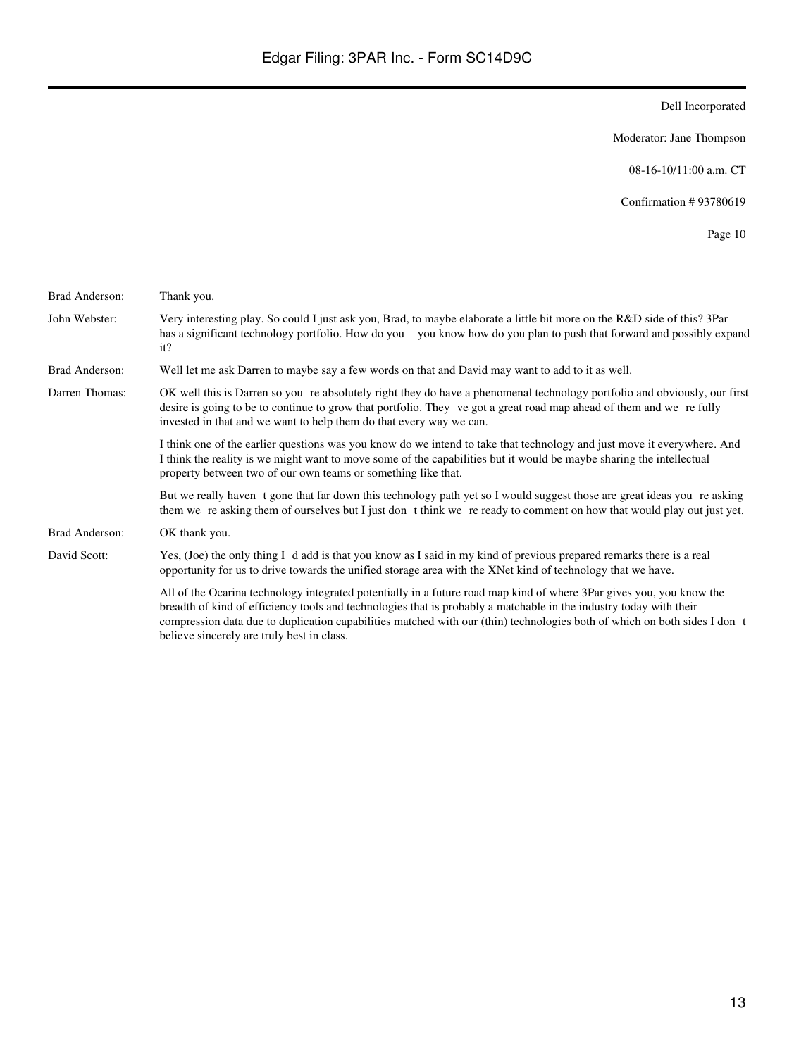Dell Incorporated

Moderator: Jane Thompson

08-16-10/11:00 a.m. CT

Confirmation # 93780619

Page 10

Brad Anderson: Thank you.

John Webster: Very interesting play. So could I just ask you, Brad, to maybe elaborate a little bit more on the R&D side of this? 3Par has a significant technology portfolio. How do you you know how do you plan to push that forward and possibly expand it?

Brad Anderson: Well let me ask Darren to maybe say a few words on that and David may want to add to it as well.

Darren Thomas: OK well this is Darren so you re absolutely right they do have a phenomenal technology portfolio and obviously, our first desire is going to be to continue to grow that portfolio. They ve got a great road map ahead of them and we re fully invested in that and we want to help them do that every way we can.

I think one of the earlier questions was you know do we intend to take that technology and just move it everywhere. And I think the reality is we might want to move some of the capabilities but it would be maybe sharing the intellectual property between two of our own teams or something like that.

But we really haven t gone that far down this technology path yet so I would suggest those are great ideas you re asking them we re asking them of ourselves but I just don t think we re ready to comment on how that would play out just yet.

Brad Anderson: OK thank you.

David Scott: Yes, (Joe) the only thing I d add is that you know as I said in my kind of previous prepared remarks there is a real opportunity for us to drive towards the unified storage area with the XNet kind of technology that we have.

All of the Ocarina technology integrated potentially in a future road map kind of where 3Par gives you, you know the breadth of kind of efficiency tools and technologies that is probably a matchable in the industry today with their compression data due to duplication capabilities matched with our (thin) technologies both of which on both sides I don t believe sincerely are truly best in class.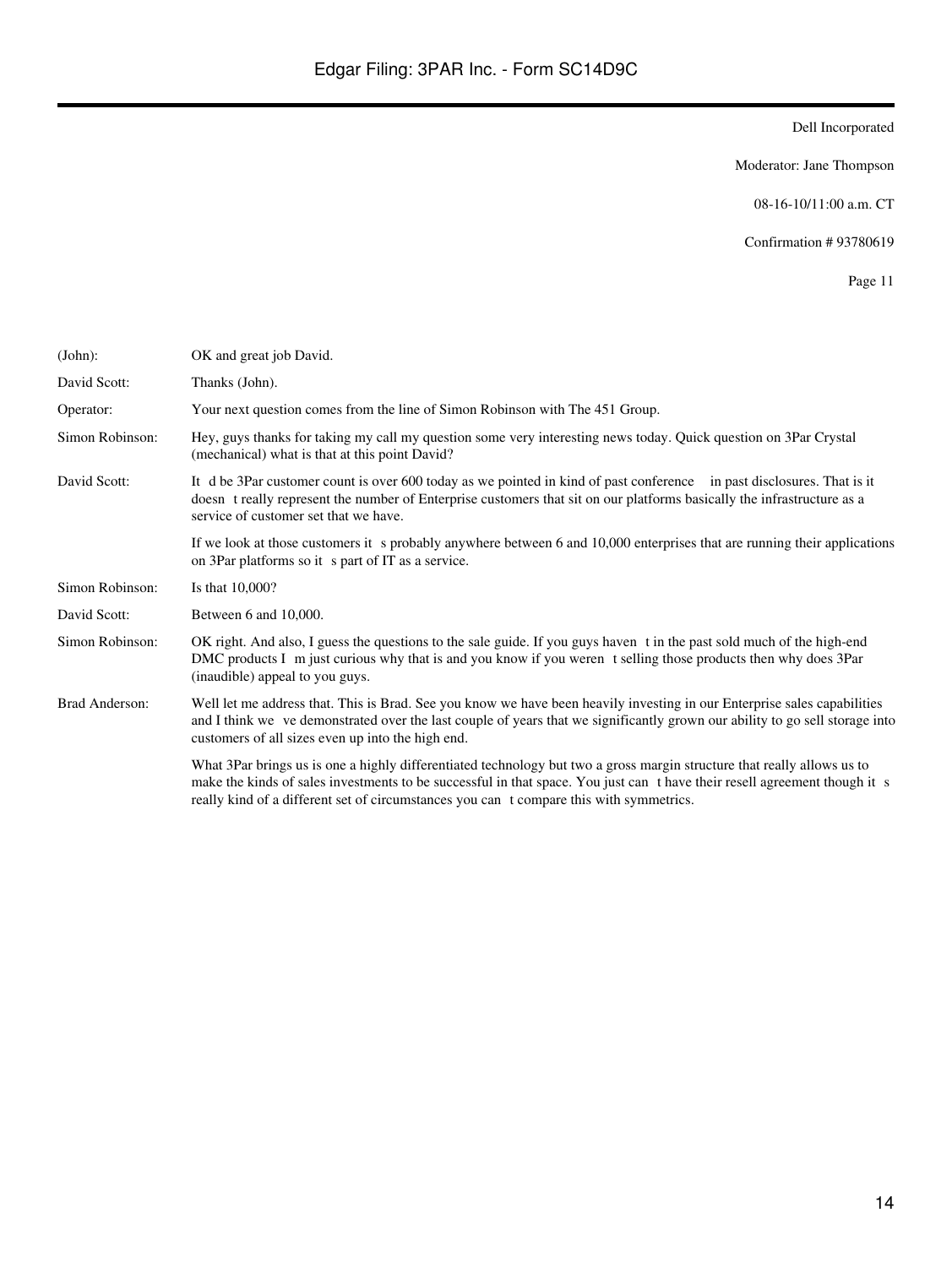Dell Incorporated

Moderator: Jane Thompson

08-16-10/11:00 a.m. CT

Confirmation # 93780619

Page 11

| | |
|---|---|
| (John): | OK and great job David. |
| David Scott: | Thanks (John). |
| Operator: | Your next question comes from the line of Simon Robinson with The 451 Group. |
| Simon Robinson: | Hey, guys thanks for taking my call my question some very interesting news today. Quick question on 3Par Crystal (mechanical) what is that at this point David? |
| David Scott: | It d be 3Par customer count is over 600 today as we pointed in kind of past conference in past disclosures. That is it doesn t really represent the number of Enterprise customers that sit on our platforms basically the infrastructure as a service of customer set that we have. |
| | If we look at those customers it s probably anywhere between 6 and 10,000 enterprises that are running their applications on 3Par platforms so it s part of IT as a service. |
| Simon Robinson: | Is that 10,000? |
| David Scott: | Between 6 and 10,000. |
| Simon Robinson: | OK right. And also, I guess the questions to the sale guide. If you guys haven t in the past sold much of the high-end DMC products I m just curious why that is and you know if you weren t selling those products then why does 3Par (inaudible) appeal to you guys. |
| Brad Anderson: | Well let me address that. This is Brad. See you know we have been heavily investing in our Enterprise sales capabilities and I think we ve demonstrated over the last couple of years that we significantly grown our ability to go sell storage into customers of all sizes even up into the high end. |
| | What 3Par brings us is one a highly differentiated technology but two a gross margin structure that really allows us to make the kinds of sales investments to be successful in that space. You just can t have their resell agreement though it s really kind of a different set of circumstances you can t compare this with symmetrics. |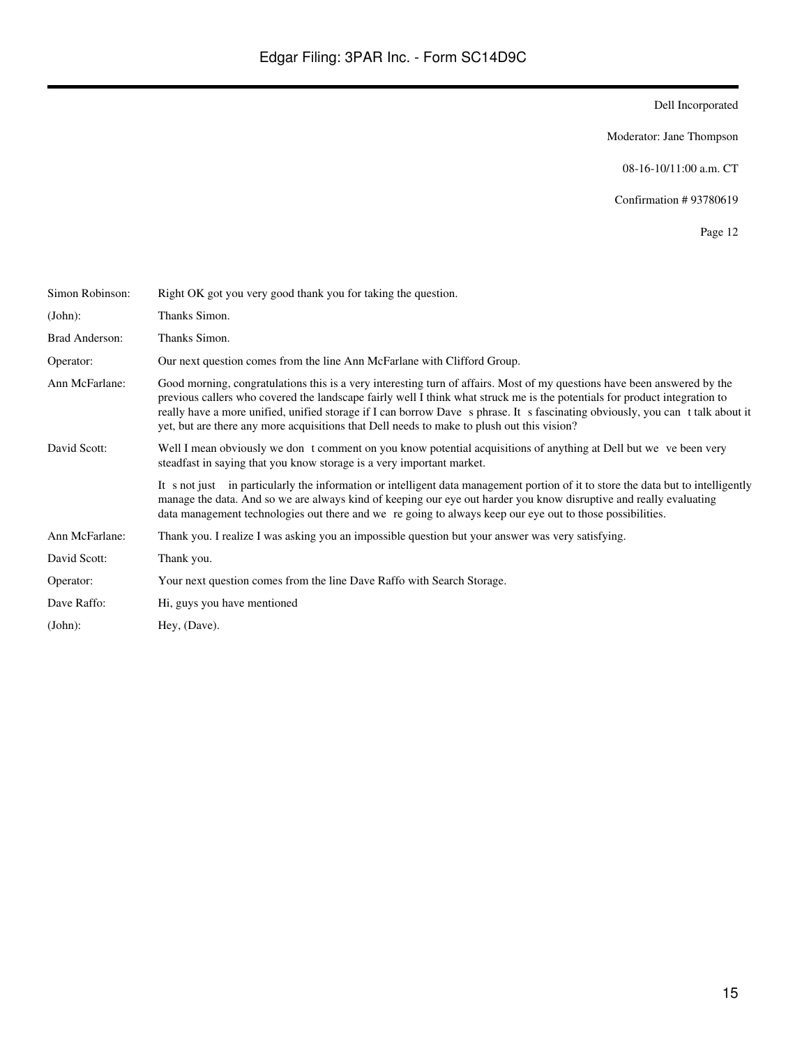Dell Incorporated

Moderator: Jane Thompson

08-16-10/11:00 a.m. CT

Confirmation # 93780619

Page 12

| | |
|---|---|
| Simon Robinson: | Right OK got you very good thank you for taking the question. |
| (John): | Thanks Simon. |
| Brad Anderson: | Thanks Simon. |
| Operator: | Our next question comes from the line Ann McFarlane with Clifford Group. |
| Ann McFarlane: | Good morning, congratulations this is a very interesting turn of affairs. Most of my questions have been answered by the previous callers who covered the landscape fairly well I think what struck me is the potentials for product integration to really have a more unified, unified storage if I can borrow Dave s phrase. It s fascinating obviously, you can t talk about it yet, but are there any more acquisitions that Dell needs to make to plush out this vision? |
| David Scott: | Well I mean obviously we don t comment on you know potential acquisitions of anything at Dell but we ve been very steadfast in saying that you know storage is a very important market. |
| | It s not just in particularly the information or intelligent data management portion of it to store the data but to intelligently manage the data. And so we are always kind of keeping our eye out harder you know disruptive and really evaluating data management technologies out there and we re going to always keep our eye out to those possibilities. |
| Ann McFarlane: | Thank you. I realize I was asking you an impossible question but your answer was very satisfying. |
| David Scott: | Thank you. |
| Operator: | Your next question comes from the line Dave Raffo with Search Storage. |
| Dave Raffo: | Hi, guys you have mentioned |
| (John): | Hey, (Dave). |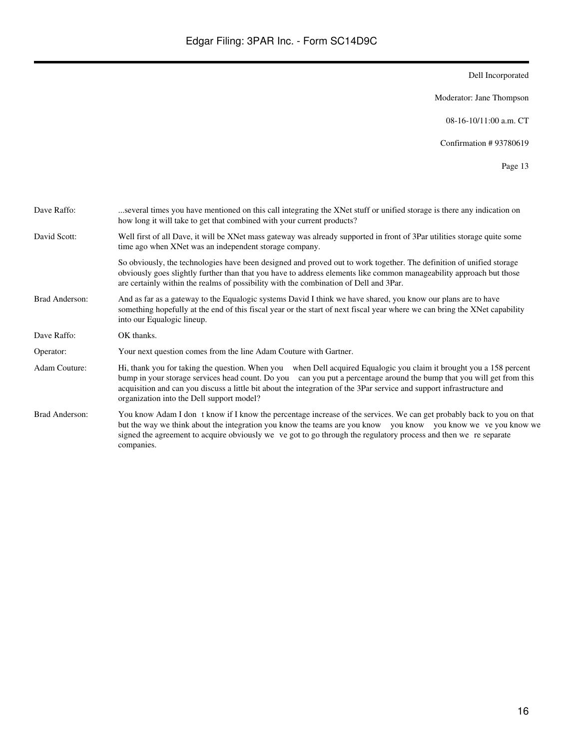Dell Incorporated

Moderator: Jane Thompson

08-16-10/11:00 a.m. CT

Confirmation # 93780619

Page 13

| | |
|---|---|
| Dave Raffo: | ...several times you have mentioned on this call integrating the XNet stuff or unified storage is there any indication on how long it will take to get that combined with your current products? |
| David Scott: | Well first of all Dave, it will be XNet mass gateway was already supported in front of 3Par utilities storage quite some time ago when XNet was an independent storage company. |
| | So obviously, the technologies have been designed and proved out to work together. The definition of unified storage obviously goes slightly further than that you have to address elements like common manageability approach but those are certainly within the realms of possibility with the combination of Dell and 3Par. |
| Brad Anderson: | And as far as a gateway to the Equalogic systems David I think we have shared, you know our plans are to have something hopefully at the end of this fiscal year or the start of next fiscal year where we can bring the XNet capability into our Equalogic lineup. |
| Dave Raffo: | OK thanks. |
| Operator: | Your next question comes from the line Adam Couture with Gartner. |
| Adam Couture: | Hi, thank you for taking the question. When you when Dell acquired Equalogic you claim it brought you a 158 percent bump in your storage services head count. Do you can you put a percentage around the bump that you will get from this acquisition and can you discuss a little bit about the integration of the 3Par service and support infrastructure and organization into the Dell support model? |
| Brad Anderson: | You know Adam I don t know if I know the percentage increase of the services. We can get probably back to you on that but the way we think about the integration you know the teams are you know you know you know we ve you know we signed the agreement to acquire obviously we ve got to go through the regulatory process and then we re separate companies. |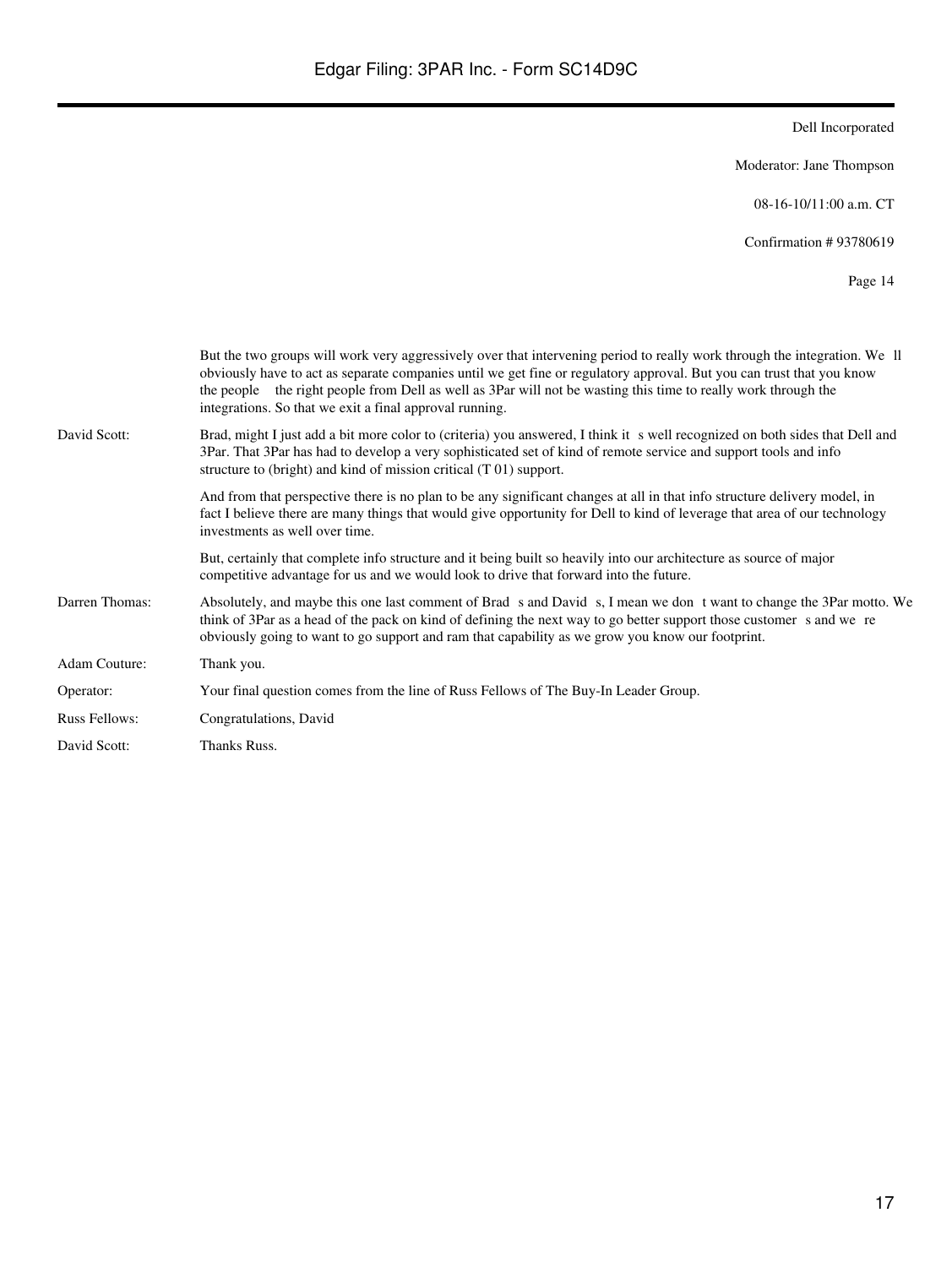But the two groups will work very aggressively over that intervening period to really work through the integration. We ll obviously have to act as separate companies until we get fine or regulatory approval. But you can trust that you know the people the right people from Dell as well as 3Par will not be wasting this time to really work through the integrations. So that we exit a final approval running.

David Scott: Brad, might I just add a bit more color to (criteria) you answered, I think it s well recognized on both sides that Dell and 3Par. That 3Par has had to develop a very sophisticated set of kind of remote service and support tools and info structure to (bright) and kind of mission critical (T 01) support.

And from that perspective there is no plan to be any significant changes at all in that info structure delivery model, in fact I believe there are many things that would give opportunity for Dell to kind of leverage that area of our technology investments as well over time.

But, certainly that complete info structure and it being built so heavily into our architecture as source of major competitive advantage for us and we would look to drive that forward into the future.

Darren Thomas: Absolutely, and maybe this one last comment of Brad s and David s, I mean we don t want to change the 3Par motto. We think of 3Par as a head of the pack on kind of defining the next way to go better support those customer s and we re obviously going to want to go support and ram that capability as we grow you know our footprint.

Adam Couture: Thank you.

Operator: Your final question comes from the line of Russ Fellows of The Buy-In Leader Group.

Russ Fellows: Congratulations, David

David Scott: Thanks Russ.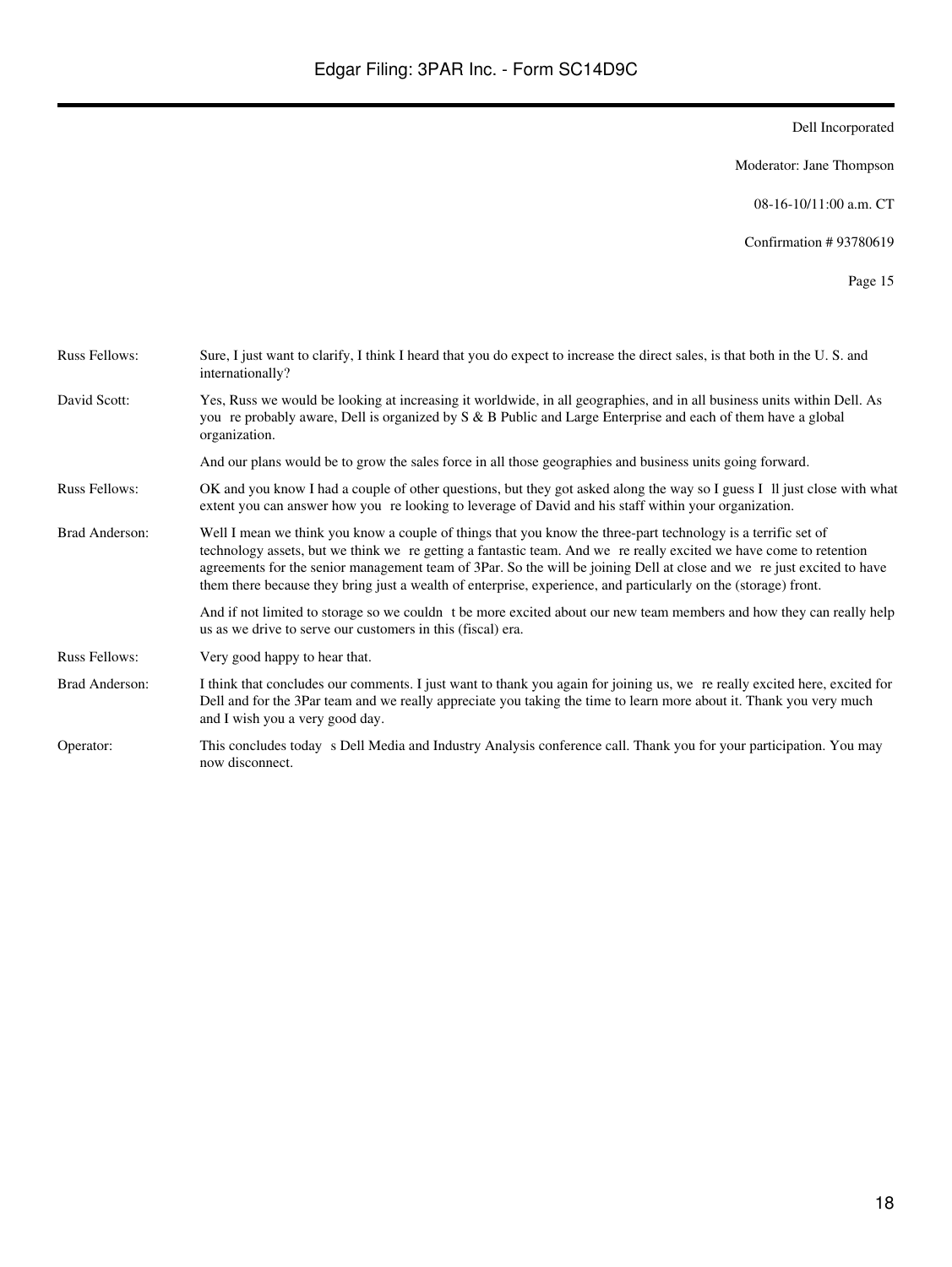Russ Fellows: Sure, I just want to clarify, I think I heard that you do expect to increase the direct sales, is that both in the U. S. and internationally?

David Scott: Yes, Russ we would be looking at increasing it worldwide, in all geographies, and in all business units within Dell. As you re probably aware, Dell is organized by S & B Public and Large Enterprise and each of them have a global organization.

And our plans would be to grow the sales force in all those geographies and business units going forward.

Russ Fellows: OK and you know I had a couple of other questions, but they got asked along the way so I guess I ll just close with what extent you can answer how you re looking to leverage of David and his staff within your organization.

Brad Anderson: Well I mean we think you know a couple of things that you know the three-part technology is a terrific set of technology assets, but we think we re getting a fantastic team. And we re really excited we have come to retention agreements for the senior management team of 3Par. So the will be joining Dell at close and we re just excited to have them there because they bring just a wealth of enterprise, experience, and particularly on the (storage) front.

And if not limited to storage so we couldn t be more excited about our new team members and how they can really help us as we drive to serve our customers in this (fiscal) era.

Russ Fellows: Very good happy to hear that.

Brad Anderson: I think that concludes our comments. I just want to thank you again for joining us, we re really excited here, excited for Dell and for the 3Par team and we really appreciate you taking the time to learn more about it. Thank you very much and I wish you a very good day.

Operator: This concludes today s Dell Media and Industry Analysis conference call. Thank you for your participation. You may now disconnect.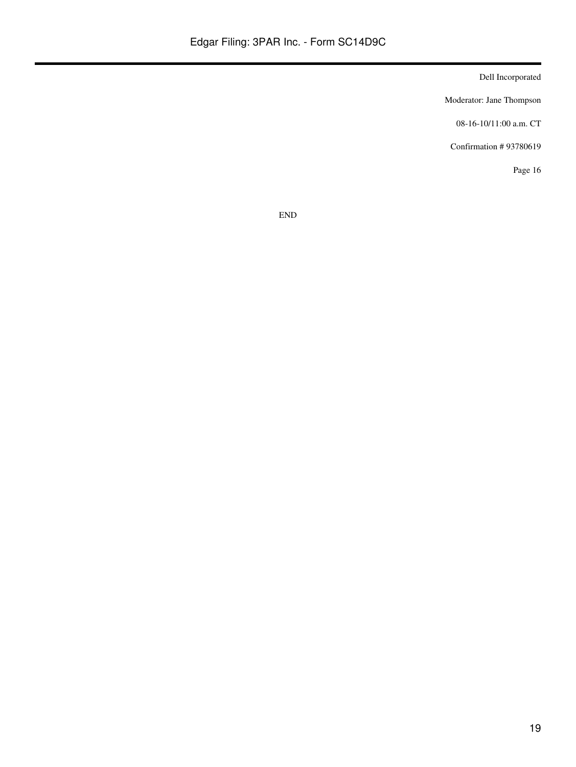END